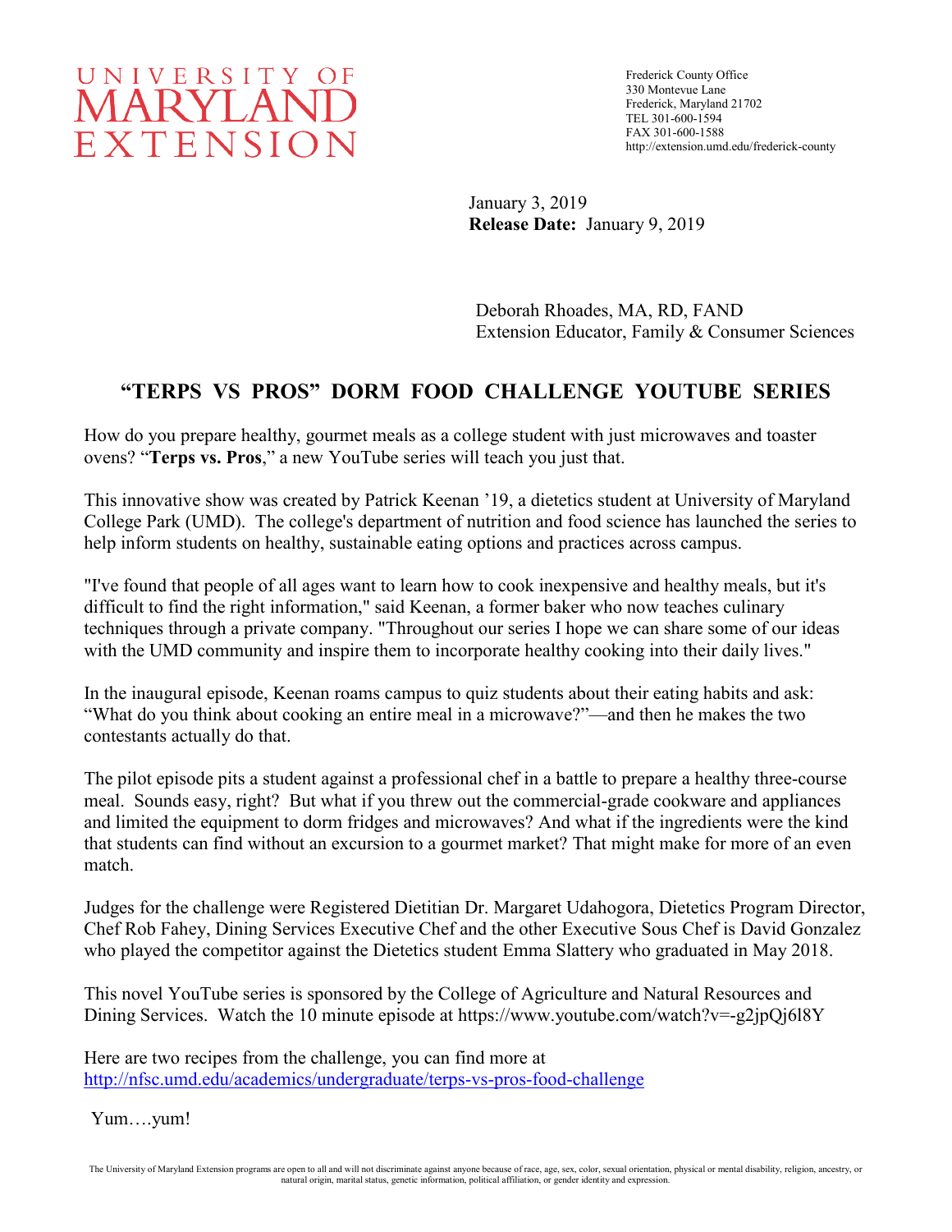UNIVERSITY OF MARYLAND EXTENSION

Frederick County Office
330 Montevue Lane
Frederick, Maryland 21702
TEL 301-600-1594
FAX 301-600-1588
http://extension.umd.edu/frederick-county

January 3, 2019
**Release Date:** January 9, 2019

Deborah Rhoades, MA, RD, FAND
Extension Educator, Family & Consumer Sciences

## "TERPS VS PROS" DORM FOOD CHALLENGE YOUTUBE SERIES

How do you prepare healthy, gourmet meals as a college student with just microwaves and toaster ovens? "**Terps vs. Pros**," a new YouTube series will teach you just that.

This innovative show was created by Patrick Keenan '19, a dietetics student at University of Maryland College Park (UMD). The college's department of nutrition and food science has launched the series to help inform students on healthy, sustainable eating options and practices across campus.

"I've found that people of all ages want to learn how to cook inexpensive and healthy meals, but it's difficult to find the right information," said Keenan, a former baker who now teaches culinary techniques through a private company. "Throughout our series I hope we can share some of our ideas with the UMD community and inspire them to incorporate healthy cooking into their daily lives."

In the inaugural episode, Keenan roams campus to quiz students about their eating habits and ask: "What do you think about cooking an entire meal in a microwave?"—and then he makes the two contestants actually do that.

The pilot episode pits a student against a professional chef in a battle to prepare a healthy three-course meal. Sounds easy, right? But what if you threw out the commercial-grade cookware and appliances and limited the equipment to dorm fridges and microwaves? And what if the ingredients were the kind that students can find without an excursion to a gourmet market? That might make for more of an even match.

Judges for the challenge were Registered Dietitian Dr. Margaret Udahogora, Dietetics Program Director, Chef Rob Fahey, Dining Services Executive Chef and the other Executive Sous Chef is David Gonzalez who played the competitor against the Dietetics student Emma Slattery who graduated in May 2018.

This novel YouTube series is sponsored by the College of Agriculture and Natural Resources and Dining Services. Watch the 10 minute episode at https://www.youtube.com/watch?v=-g2jpQj6l8Y

Here are two recipes from the challenge, you can find more at
http://nfsc.umd.edu/academics/undergraduate/terps-vs-pros-food-challenge

Yum….yum!

The University of Maryland Extension programs are open to all and will not discriminate against anyone because of race, age, sex, color, sexual orientation, physical or mental disability, religion, ancestry, or natural origin, marital status, genetic information, political affiliation, or gender identity and expression.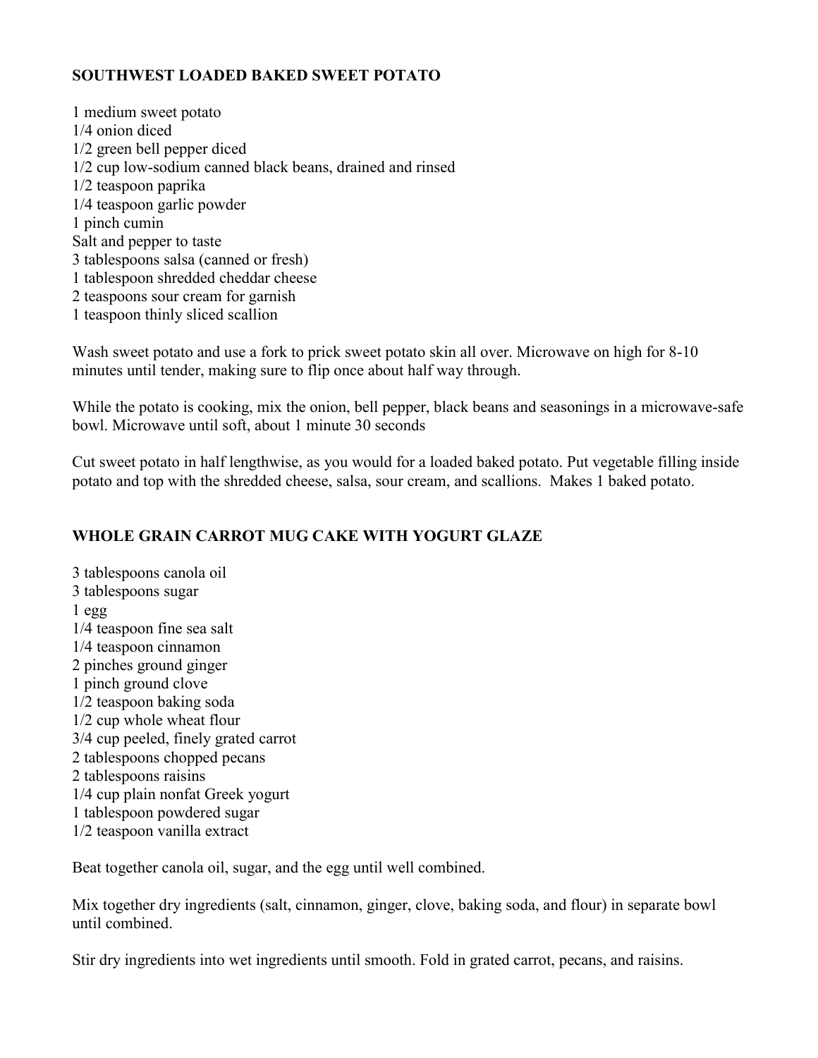## SOUTHWEST LOADED BAKED SWEET POTATO

1 medium sweet potato
1/4 onion diced
1/2 green bell pepper diced
1/2 cup low-sodium canned black beans, drained and rinsed
1/2 teaspoon paprika
1/4 teaspoon garlic powder
1 pinch cumin
Salt and pepper to taste
3 tablespoons salsa (canned or fresh)
1 tablespoon shredded cheddar cheese
2 teaspoons sour cream for garnish
1 teaspoon thinly sliced scallion

Wash sweet potato and use a fork to prick sweet potato skin all over. Microwave on high for 8-10 minutes until tender, making sure to flip once about half way through.

While the potato is cooking, mix the onion, bell pepper, black beans and seasonings in a microwave-safe bowl. Microwave until soft, about 1 minute 30 seconds

Cut sweet potato in half lengthwise, as you would for a loaded baked potato. Put vegetable filling inside potato and top with the shredded cheese, salsa, sour cream, and scallions. Makes 1 baked potato.

## WHOLE GRAIN CARROT MUG CAKE WITH YOGURT GLAZE

3 tablespoons canola oil
3 tablespoons sugar
1 egg
1/4 teaspoon fine sea salt
1/4 teaspoon cinnamon
2 pinches ground ginger
1 pinch ground clove
1/2 teaspoon baking soda
1/2 cup whole wheat flour
3/4 cup peeled, finely grated carrot
2 tablespoons chopped pecans
2 tablespoons raisins
1/4 cup plain nonfat Greek yogurt
1 tablespoon powdered sugar
1/2 teaspoon vanilla extract

Beat together canola oil, sugar, and the egg until well combined.

Mix together dry ingredients (salt, cinnamon, ginger, clove, baking soda, and flour) in separate bowl until combined.

Stir dry ingredients into wet ingredients until smooth. Fold in grated carrot, pecans, and raisins.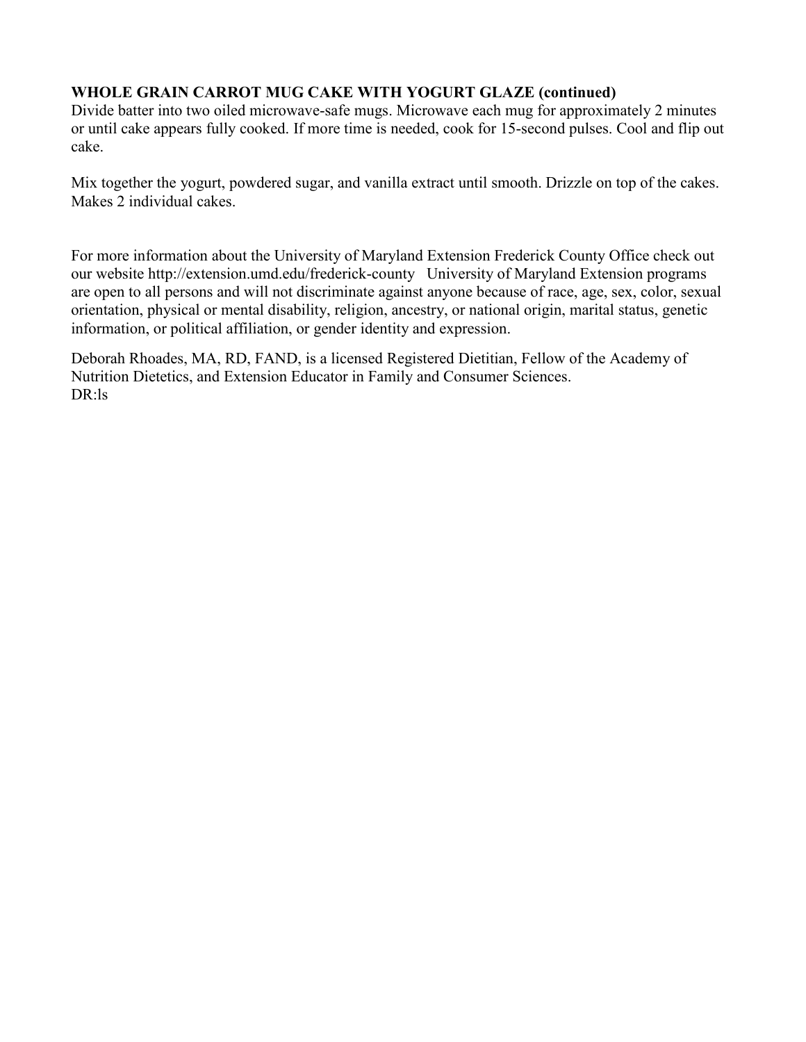**WHOLE GRAIN CARROT MUG CAKE WITH YOGURT GLAZE (continued)**
Divide batter into two oiled microwave-safe mugs. Microwave each mug for approximately 2 minutes or until cake appears fully cooked. If more time is needed, cook for 15-second pulses. Cool and flip out cake.

Mix together the yogurt, powdered sugar, and vanilla extract until smooth. Drizzle on top of the cakes. Makes 2 individual cakes.

For more information about the University of Maryland Extension Frederick County Office check out our website http://extension.umd.edu/frederick-county University of Maryland Extension programs are open to all persons and will not discriminate against anyone because of race, age, sex, color, sexual orientation, physical or mental disability, religion, ancestry, or national origin, marital status, genetic information, or political affiliation, or gender identity and expression.

Deborah Rhoades, MA, RD, FAND, is a licensed Registered Dietitian, Fellow of the Academy of Nutrition Dietetics, and Extension Educator in Family and Consumer Sciences.
DR:ls